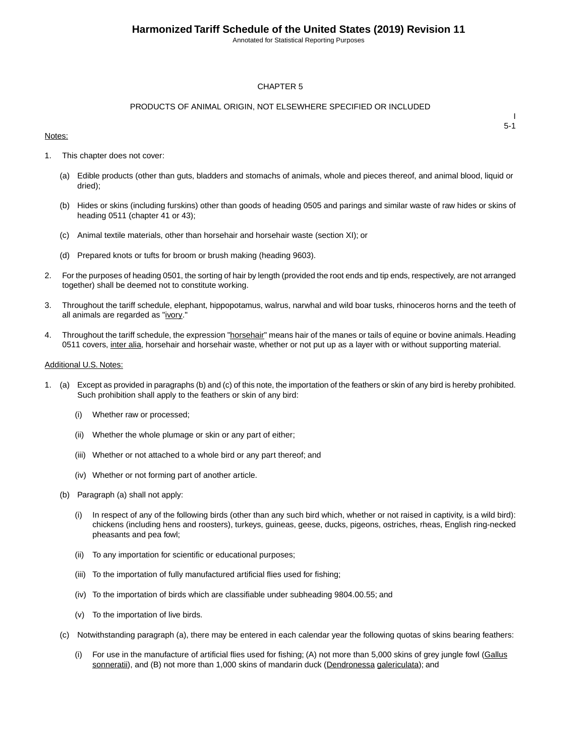# CHAPTER 5

## PRODUCTS OF ANIMAL ORIGIN, NOT ELSEWHERE SPECIFIED OR INCLUDED

Notes:

1. This chapter does not cover:

   (a) Edible products (other than guts, bladders and stomachs of animals, whole and pieces thereof, and animal blood, liquid or dried);

   (b) Hides or skins (including furskins) other than goods of heading 0505 and parings and similar waste of raw hides or skins of heading 0511 (chapter 41 or 43);

   (c) Animal textile materials, other than horsehair and horsehair waste (section XI); or

   (d) Prepared knots or tufts for broom or brush making (heading 9603).

2. For the purposes of heading 0501, the sorting of hair by length (provided the root ends and tip ends, respectively, are not arranged together) shall be deemed not to constitute working.

3. Throughout the tariff schedule, elephant, hippopotamus, walrus, narwhal and wild boar tusks, rhinoceros horns and the teeth of all animals are regarded as "ivory."

4. Throughout the tariff schedule, the expression "horsehair" means hair of the manes or tails of equine or bovine animals. Heading 0511 covers, *inter alia*, horsehair and horsehair waste, whether or not put up as a layer with or without supporting material.

Additional U.S. Notes:

1. (a) Except as provided in paragraphs (b) and (c) of this note, the importation of the feathers or skin of any bird is hereby prohibited. Such prohibition shall apply to the feathers or skin of any bird:

   (i) Whether raw or processed;

   (ii) Whether the whole plumage or skin or any part of either;

   (iii) Whether or not attached to a whole bird or any part thereof; and

   (iv) Whether or not forming part of another article.

   (b) Paragraph (a) shall not apply:

   (i) In respect of any of the following birds (other than any such bird which, whether or not raised in captivity, is a wild bird): chickens (including hens and roosters), turkeys, guineas, geese, ducks, pigeons, ostriches, rheas, English ring-necked pheasants and pea fowl;

   (ii) To any importation for scientific or educational purposes;

   (iii) To the importation of fully manufactured artificial flies used for fishing;

   (iv) To the importation of birds which are classifiable under subheading 9804.00.55; and

   (v) To the importation of live birds.

   (c) Notwithstanding paragraph (a), there may be entered in each calendar year the following quotas of skins bearing feathers:

   (i) For use in the manufacture of artificial flies used for fishing; (A) not more than 5,000 skins of grey jungle fowl (*Gallus sonneratii*), and (B) not more than 1,000 skins of mandarin duck (*Dendronessa galericulata*); and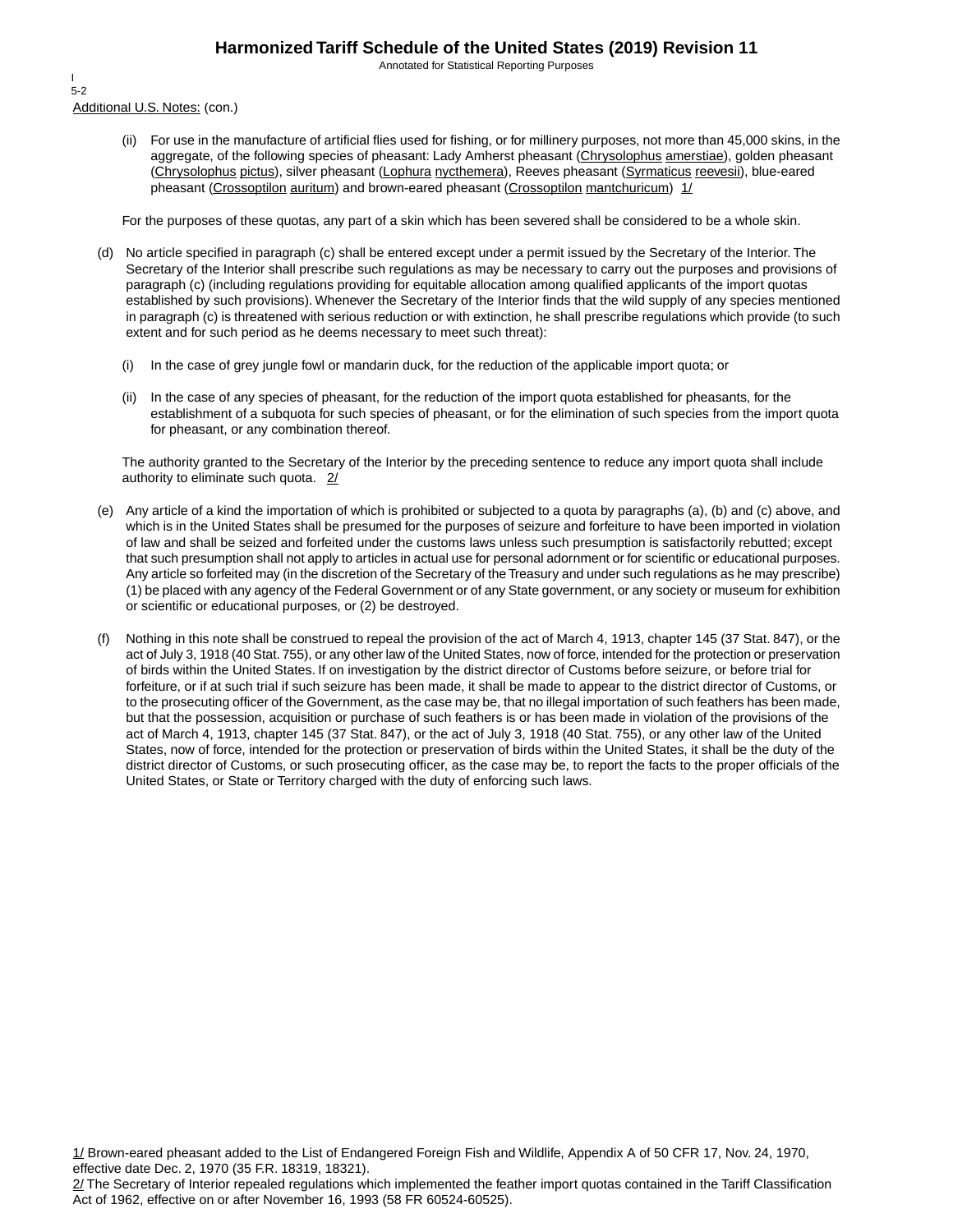Additional U.S. Notes: (con.)

(ii) For use in the manufacture of artificial flies used for fishing, or for millinery purposes, not more than 45,000 skins, in the aggregate, of the following species of pheasant: Lady Amherst pheasant (*Chrysolophus amerstiae*), golden pheasant (*Chrysolophus pictus*), silver pheasant (*Lophura nycthemera*), Reeves pheasant (*Syrmaticus reevesii*), blue-eared pheasant (*Crossoptilon auritum*) and brown-eared pheasant (*Crossoptilon mantchuricum*) 1/

For the purposes of these quotas, any part of a skin which has been severed shall be considered to be a whole skin.

(d) No article specified in paragraph (c) shall be entered except under a permit issued by the Secretary of the Interior. The Secretary of the Interior shall prescribe such regulations as may be necessary to carry out the purposes and provisions of paragraph (c) (including regulations providing for equitable allocation among qualified applicants of the import quotas established by such provisions). Whenever the Secretary of the Interior finds that the wild supply of any species mentioned in paragraph (c) is threatened with serious reduction or with extinction, he shall prescribe regulations which provide (to such extent and for such period as he deems necessary to meet such threat):

(i) In the case of grey jungle fowl or mandarin duck, for the reduction of the applicable import quota; or

(ii) In the case of any species of pheasant, for the reduction of the import quota established for pheasants, for the establishment of a subquota for such species of pheasant, or for the elimination of such species from the import quota for pheasant, or any combination thereof.

The authority granted to the Secretary of the Interior by the preceding sentence to reduce any import quota shall include authority to eliminate such quota. 2/

(e) Any article of a kind the importation of which is prohibited or subjected to a quota by paragraphs (a), (b) and (c) above, and which is in the United States shall be presumed for the purposes of seizure and forfeiture to have been imported in violation of law and shall be seized and forfeited under the customs laws unless such presumption is satisfactorily rebutted; except that such presumption shall not apply to articles in actual use for personal adornment or for scientific or educational purposes. Any article so forfeited may (in the discretion of the Secretary of the Treasury and under such regulations as he may prescribe) (1) be placed with any agency of the Federal Government or of any State government, or any society or museum for exhibition or scientific or educational purposes, or (2) be destroyed.

(f) Nothing in this note shall be construed to repeal the provision of the act of March 4, 1913, chapter 145 (37 Stat. 847), or the act of July 3, 1918 (40 Stat. 755), or any other law of the United States, now of force, intended for the protection or preservation of birds within the United States. If on investigation by the district director of Customs before seizure, or before trial for forfeiture, or if at such trial if such seizure has been made, it shall be made to appear to the district director of Customs, or to the prosecuting officer of the Government, as the case may be, that no illegal importation of such feathers has been made, but that the possession, acquisition or purchase of such feathers is or has been made in violation of the provisions of the act of March 4, 1913, chapter 145 (37 Stat. 847), or the act of July 3, 1918 (40 Stat. 755), or any other law of the United States, now of force, intended for the protection or preservation of birds within the United States, it shall be the duty of the district director of Customs, or such prosecuting officer, as the case may be, to report the facts to the proper officials of the United States, or State or Territory charged with the duty of enforcing such laws.

1/ Brown-eared pheasant added to the List of Endangered Foreign Fish and Wildlife, Appendix A of 50 CFR 17, Nov. 24, 1970, effective date Dec. 2, 1970 (35 F.R. 18319, 18321).
2/ The Secretary of Interior repealed regulations which implemented the feather import quotas contained in the Tariff Classification Act of 1962, effective on or after November 16, 1993 (58 FR 60524-60525).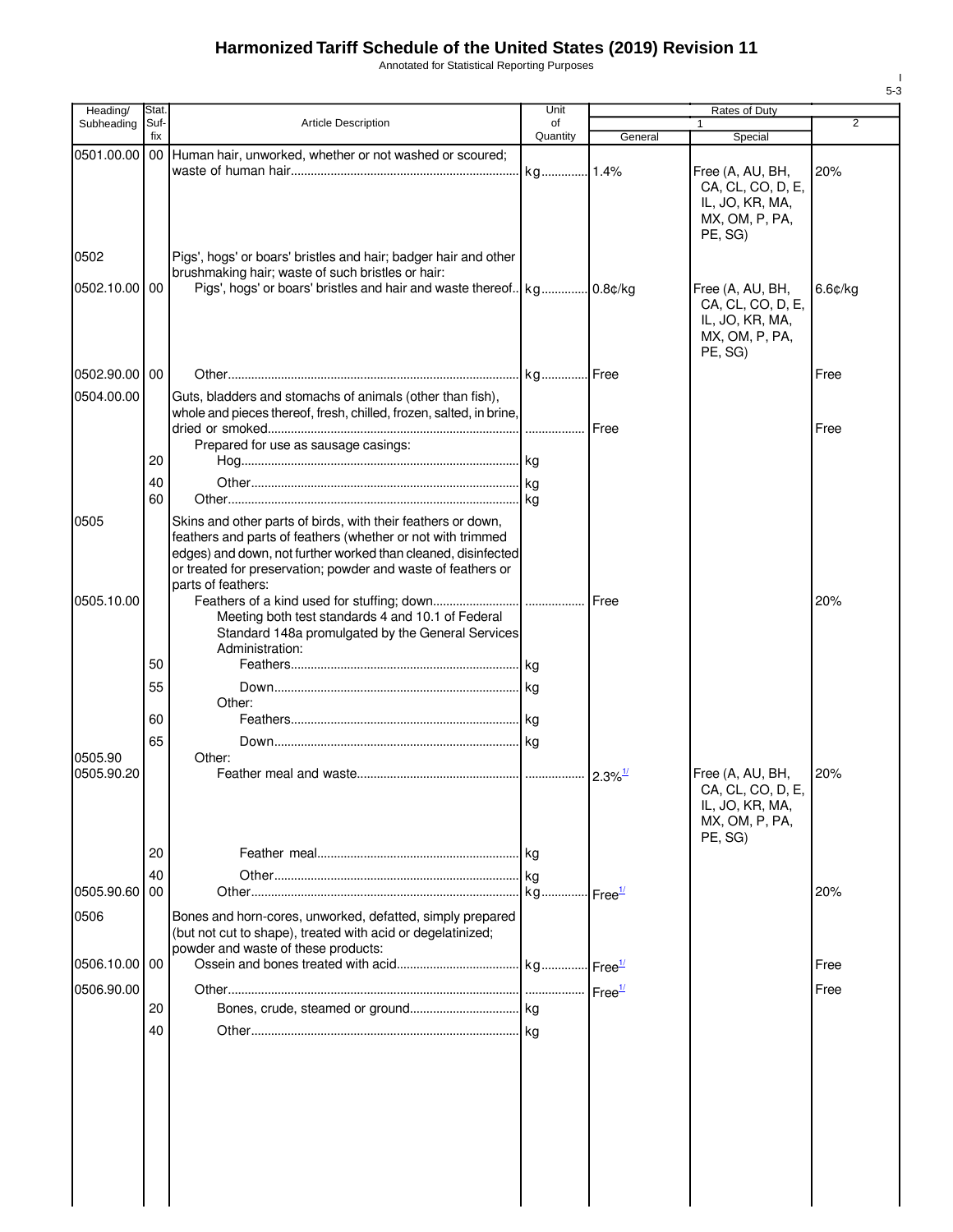# Harmonized Tariff Schedule of the United States (2019) Revision 11

Annotated for Statistical Reporting Purposes

| Heading/ Subheading | Stat. Suf- fix | Article Description | Unit of Quantity | Rates of Duty 1 General | Special | 2 |
|---|---|---|---|---|---|---|
| 0501.00.00 | 00 | Human hair, unworked, whether or not washed or scoured; waste of human hair | kg | 1.4% | Free (A, AU, BH, CA, CL, CO, D, E, IL, JO, KR, MA, MX, OM, P, PA, PE, SG) | 20% |
| 0502 | | Pigs', hogs' or boars' bristles and hair; badger hair and other brushmaking hair; waste of such bristles or hair: | | | | |
| 0502.10.00 | 00 | Pigs', hogs' or boars' bristles and hair and waste thereof | kg | 0.8¢/kg | Free (A, AU, BH, CA, CL, CO, D, E, IL, JO, KR, MA, MX, OM, P, PA, PE, SG) | 6.6¢/kg |
| 0502.90.00 | 00 | Other | kg | Free | | Free |
| 0504.00.00 | | Guts, bladders and stomachs of animals (other than fish), whole and pieces thereof, fresh, chilled, frozen, salted, in brine, dried or smoked | | Free | | Free |
| | | Prepared for use as sausage casings: | | | | |
| | 20 | Hog | kg | | | |
| | 40 | Other | kg | | | |
| | 60 | Other | kg | | | |
| 0505 | | Skins and other parts of birds, with their feathers or down, feathers and parts of feathers (whether or not with trimmed edges) and down, not further worked than cleaned, disinfected or treated for preservation; powder and waste of feathers or parts of feathers: | | | | |
| 0505.10.00 | | Feathers of a kind used for stuffing; down | | Free | | 20% |
| | | Meeting both test standards 4 and 10.1 of Federal Standard 148a promulgated by the General Services Administration: | | | | |
| | 50 | Feathers | kg | | | |
| | 55 | Down | kg | | | |
| | | Other: | | | | |
| | 60 | Feathers | kg | | | |
| | 65 | Down | kg | | | |
| 0505.90 | | Other: | | | | |
| 0505.90.20 | | Feather meal and waste | | 2.3%[1/] | Free (A, AU, BH, CA, CL, CO, D, E, IL, JO, KR, MA, MX, OM, P, PA, PE, SG) | 20% |
| | 20 | Feather meal | kg | | | |
| | 40 | Other | kg | | | |
| 0505.90.60 | 00 | Other | kg | Free[1/] | | 20% |
| 0506 | | Bones and horn-cores, unworked, defatted, simply prepared (but not cut to shape), treated with acid or degelatinized; powder and waste of these products: | | | | |
| 0506.10.00 | 00 | Ossein and bones treated with acid | kg | Free[1/] | | Free |
| 0506.90.00 | | Other | | Free[1/] | | Free |
| | 20 | Bones, crude, steamed or ground | kg | | | |
| | 40 | Other | kg | | | |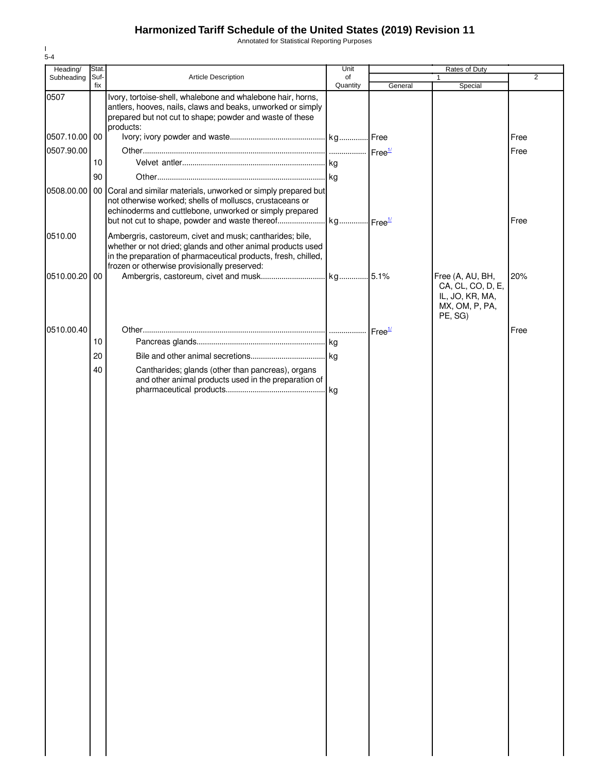# Harmonized Tariff Schedule of the United States (2019) Revision 11

Annotated for Statistical Reporting Purposes

| Heading/ Subheading | Stat. Suf- fix | Article Description | Unit of Quantity | Rates of Duty 1 General | Special | 2 |
|---|---|---|---|---|---|---|
| 0507 | | Ivory, tortoise-shell, whalebone and whalebone hair, horns, antlers, hooves, nails, claws and beaks, unworked or simply prepared but not cut to shape; powder and waste of these products: | | | | |
| 0507.10.00 | 00 | Ivory; ivory powder and waste | kg | Free | | Free |
| 0507.90.00 | | Other | | Free[1/] | | Free |
| | 10 | Velvet antler | kg | | | |
| | 90 | Other | kg | | | |
| 0508.00.00 | 00 | Coral and similar materials, unworked or simply prepared but not otherwise worked; shells of molluscs, crustaceans or echinoderms and cuttlebone, unworked or simply prepared but not cut to shape, powder and waste thereof | kg | Free[1/] | | Free |
| 0510.00 | | Ambergris, castoreum, civet and musk; cantharides; bile, whether or not dried; glands and other animal products used in the preparation of pharmaceutical products, fresh, chilled, frozen or otherwise provisionally preserved: | | | | |
| 0510.00.20 | 00 | Ambergris, castoreum, civet and musk | kg | 5.1% | Free (A, AU, BH, CA, CL, CO, D, E, IL, JO, KR, MA, MX, OM, P, PA, PE, SG) | 20% |
| 0510.00.40 | | Other | | Free[1/] | | Free |
| | 10 | Pancreas glands | kg | | | |
| | 20 | Bile and other animal secretions | kg | | | |
| | 40 | Cantharides; glands (other than pancreas), organs and other animal products used in the preparation of pharmaceutical products | kg | | | |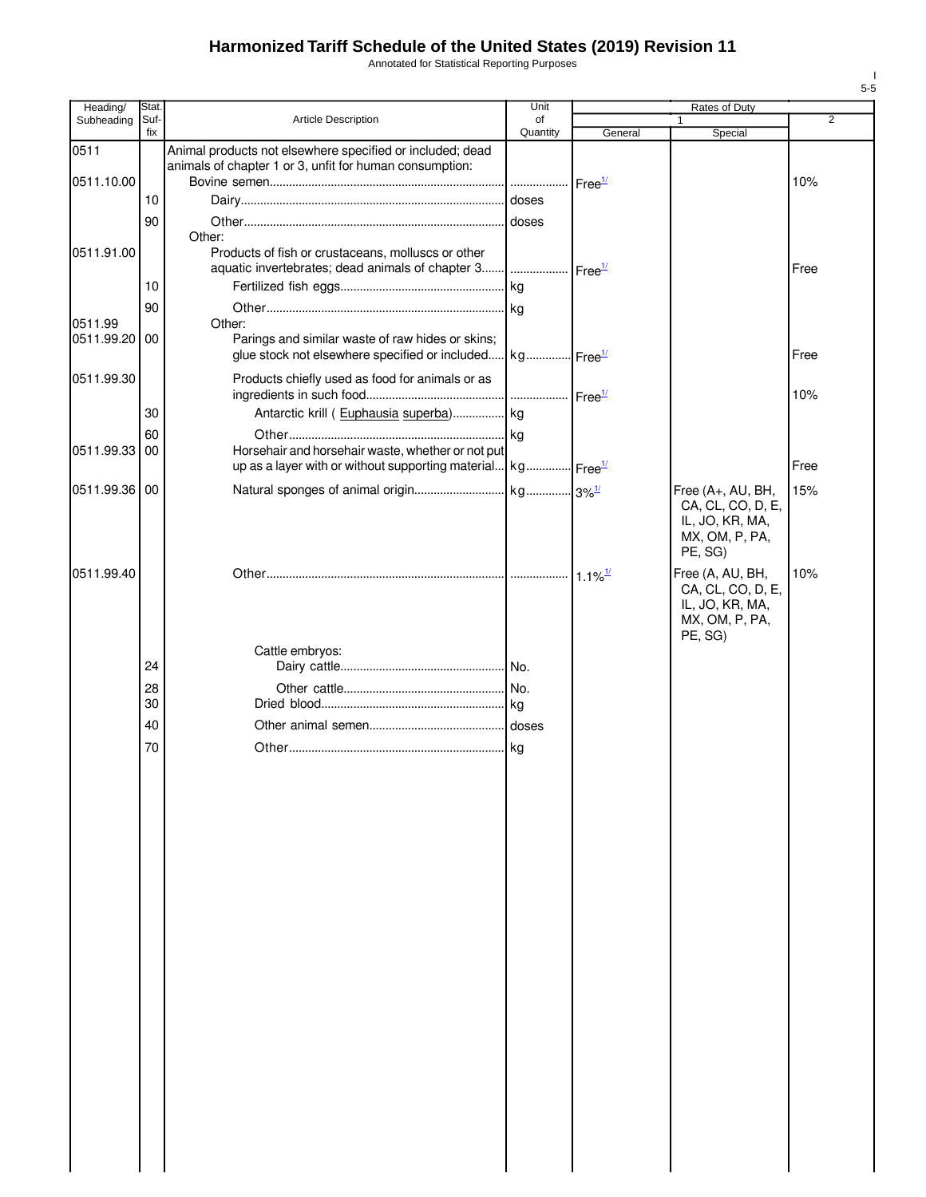# Harmonized Tariff Schedule of the United States (2019) Revision 11

Annotated for Statistical Reporting Purposes

| Heading/ Subheading | Stat. Suf- fix | Article Description | Unit of Quantity | Rates of Duty 1 General | Rates of Duty 1 Special | Rates of Duty 2 |
|---|---|---|---|---|---|---|
| 0511 | | Animal products not elsewhere specified or included; dead animals of chapter 1 or 3, unfit for human consumption: | | | | |
| 0511.10.00 | | Bovine semen | | Free[1/] | | 10% |
| | 10 | Dairy | doses | | | |
| | 90 | Other | doses | | | |
| | | Other: | | | | |
| 0511.91.00 | | Products of fish or crustaceans, molluscs or other aquatic invertebrates; dead animals of chapter 3 | | Free[1/] | | Free |
| | 10 | Fertilized fish eggs | kg | | | |
| | 90 | Other | kg | | | |
| 0511.99 | | Other: | | | | |
| 0511.99.20 | 00 | Parings and similar waste of raw hides or skins; glue stock not elsewhere specified or included | kg | Free[1/] | | Free |
| 0511.99.30 | | Products chiefly used as food for animals or as ingredients in such food | | Free[1/] | | 10% |
| | 30 | Antarctic krill ( Euphausia superba) | kg | | | |
| | 60 | Other | kg | | | |
| 0511.99.33 | 00 | Horsehair and horsehair waste, whether or not put up as a layer with or without supporting material | kg | Free[1/] | | Free |
| 0511.99.36 | 00 | Natural sponges of animal origin | kg | 3%[1/] | Free (A+, AU, BH, CA, CL, CO, D, E, IL, JO, KR, MA, MX, OM, P, PA, PE, SG) | 15% |
| 0511.99.40 | | Other | | 1.1%[1/] | Free (A, AU, BH, CA, CL, CO, D, E, IL, JO, KR, MA, MX, OM, P, PA, PE, SG) | 10% |
| | | Cattle embryos: | | | | |
| | 24 | Dairy cattle | No. | | | |
| | 28 | Other cattle | No. | | | |
| | 30 | Dried blood | kg | | | |
| | 40 | Other animal semen | doses | | | |
| | 70 | Other | kg | | | |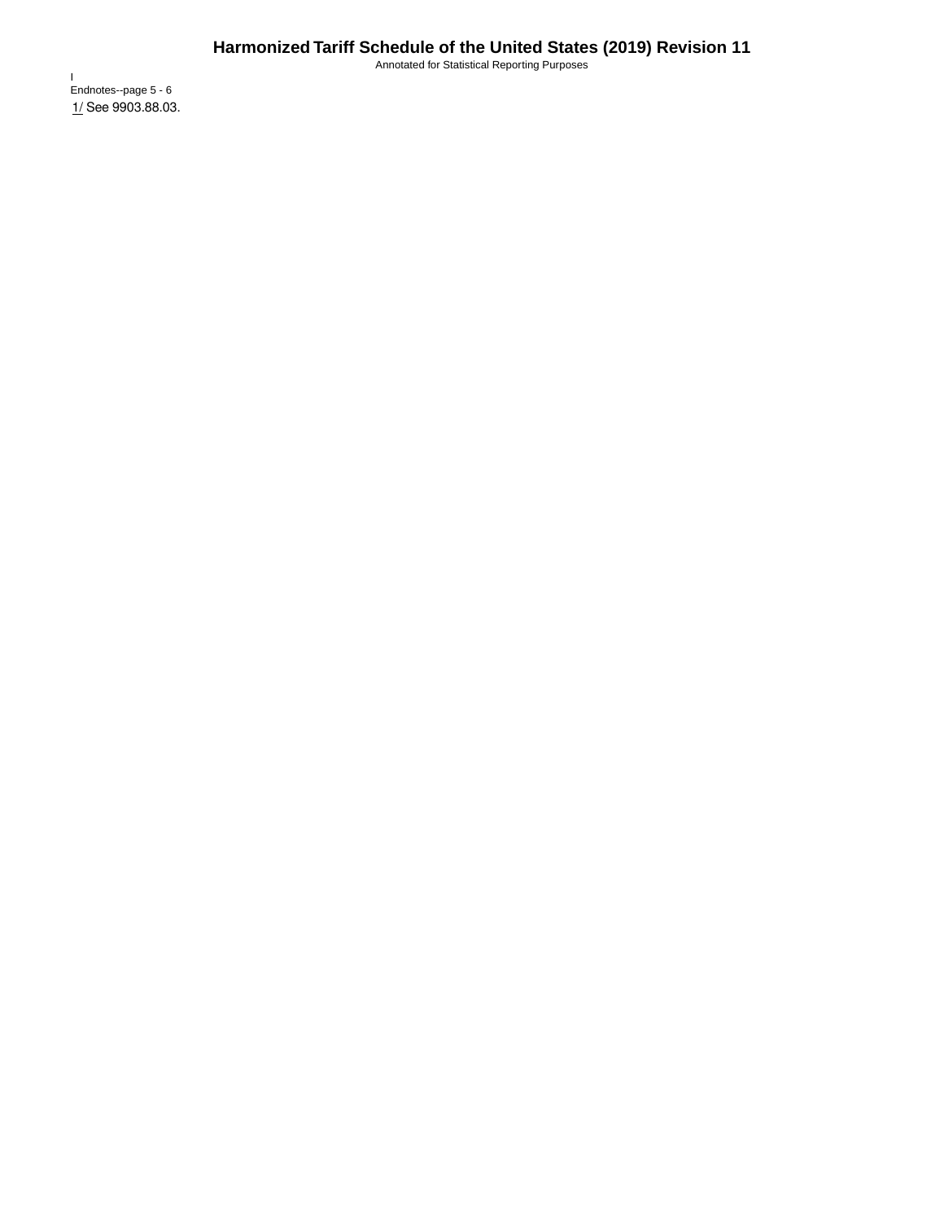1/ See 9903.88.03.